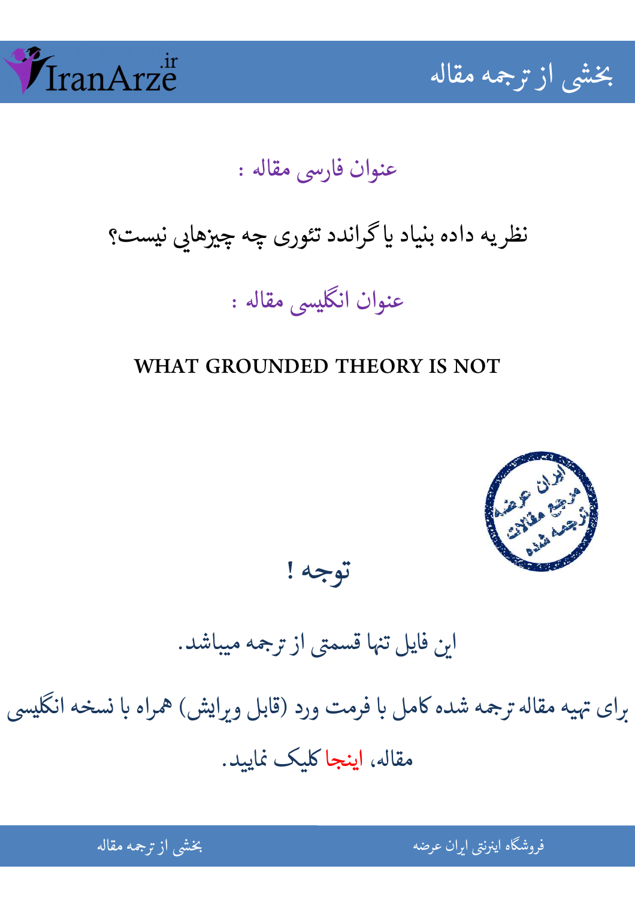## عنوان فارسی مقاله :

نظریه داده بنیاد یا گراندد تئوری چه چیزهایی نیست؟

## عنوان انگلیسی مقاله :

**WHAT GROUNDED THEORY IS NOT**

## توجه !

این فایل تنها قسمتی از ترجمه میباشد.

برای تهیه مقاله ترجمه شده کامل با فرمت ورد (قابل ویرایش) همراه با نسخه انگلیسی مقاله، اینجا کلیک نمایید.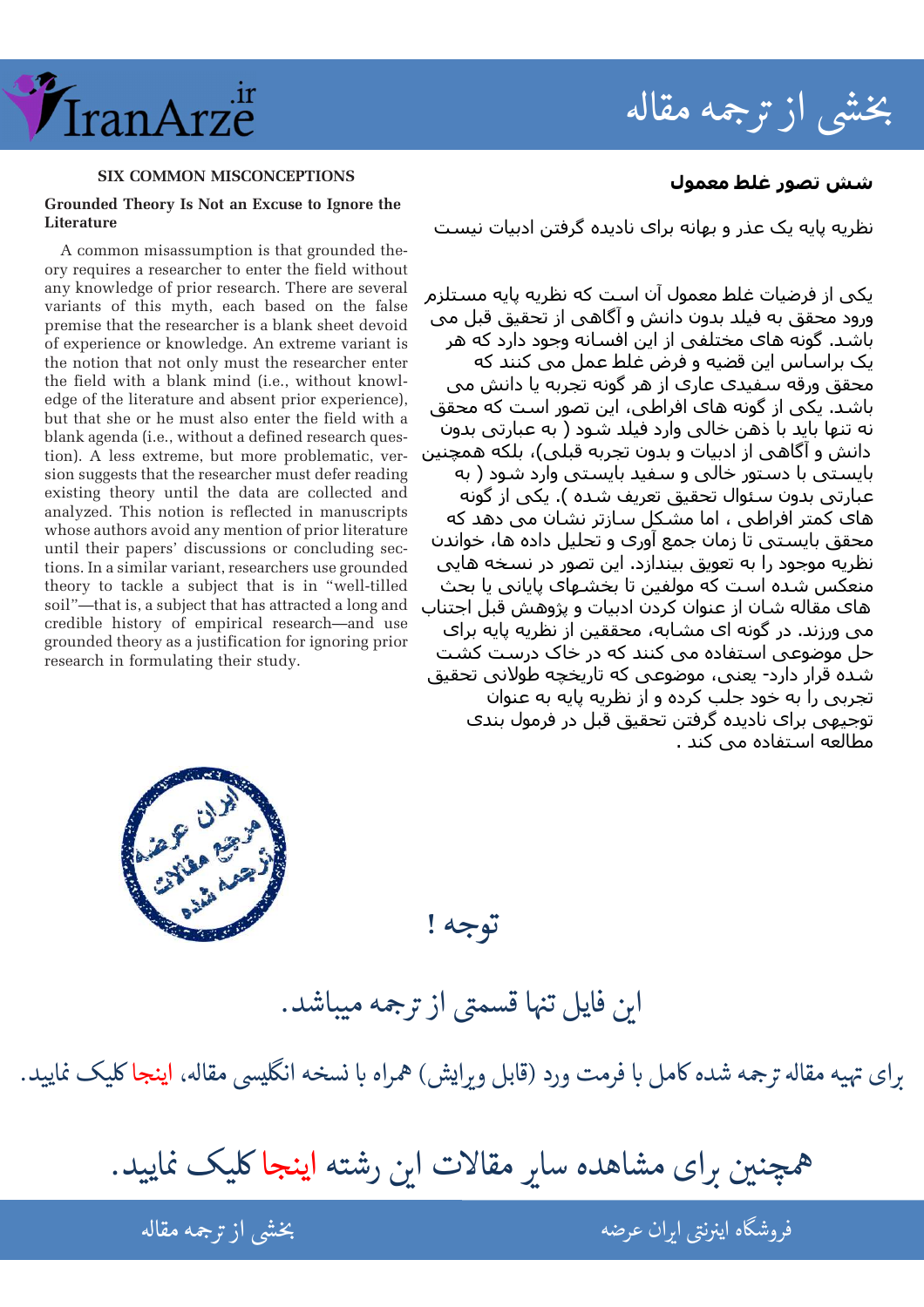## SIX COMMON MISCONCEPTIONS

### Grounded Theory Is Not an Excuse to Ignore the Literature

A common misassumption is that grounded theory requires a researcher to enter the field without any knowledge of prior research. There are several variants of this myth, each based on the false premise that the researcher is a blank sheet devoid of experience or knowledge. An extreme variant is the notion that not only must the researcher enter the field with a blank mind (i.e., without knowledge of the literature and absent prior experience), but that she or he must also enter the field with a blank agenda (i.e., without a defined research question). A less extreme, but more problematic, version suggests that the researcher must defer reading existing theory until the data are collected and analyzed. This notion is reflected in manuscripts whose authors avoid any mention of prior literature until their papers' discussions or concluding sections. In a similar variant, researchers use grounded theory to tackle a subject that is in "well-tilled soil"—that is, a subject that has attracted a long and credible history of empirical research—and use grounded theory as a justification for ignoring prior research in formulating their study.

## شش تصور غلط معمول

### نظریه پایه یک عذر و بهانه برای نادیده گرفتن ادبیات نیست

یکی از فرضیات غلط معمول آن است که نظریه پایه مستلزم ورود محقق به فیلد بدون دانش و آگاهی از تحقیق قبل می باشد. گونه های مختلفی از این افسانه وجود دارد که هر یک براساس این قضیه و فرض غلط عمل می کنند که محقق ورقه سفیدی عاری از هر گونه تجربه یا دانش می باشد. یکی از گونه های افراطی، این تصور است که محقق نه تنها باید با ذهن خالی وارد فیلد شود ( به عبارتی بدون دانش و آگاهی از ادبیات و بدون تجربه قبلی)، بلکه همچنین بایستی با دستور خالی و سفید بایستی وارد شود ( به عبارتی بدون سئوال تحقیق تعریف شده ). یکی از گونه های کمتر افراطی ، اما مشکل سازتر نشان می دهد که محقق بایستی تا زمان جمع آوری و تحلیل داده ها، خواندن نظریه موجود را به تعویق بیندازد. این تصور در نسخه هایی منعکس شده است که مولفین تا بخشهای پایانی یا بحث های مقاله شان از عنوان کردن ادبیات و پژوهش قبل اجتناب می ورزند. در گونه ای مشابه، محققین از نظریه پایه برای حل موضوعی استفاده می کنند که در خاک درست کشت شده قرار دارد- یعنی، موضوعی که تاریخچه طولانی تحقیق تجربی را به خود جلب کرده و از نظریه پایه به عنوان توجیهی برای نادیده گرفتن تحقیق قبل در فرمول بندی مطالعه استفاده می کند .

توجه !

این فایل تنها قسمتی از ترجمه میباشد.

برای تهیه مقاله ترجمه شده کامل با فرمت ورد (قابل ویرایش) همراه با نسخه انگلیسی مقاله، اینجا کلیک نمایید.

همچنین برای مشاهده سایر مقالات این رشته اینجا کلیک نمایید.